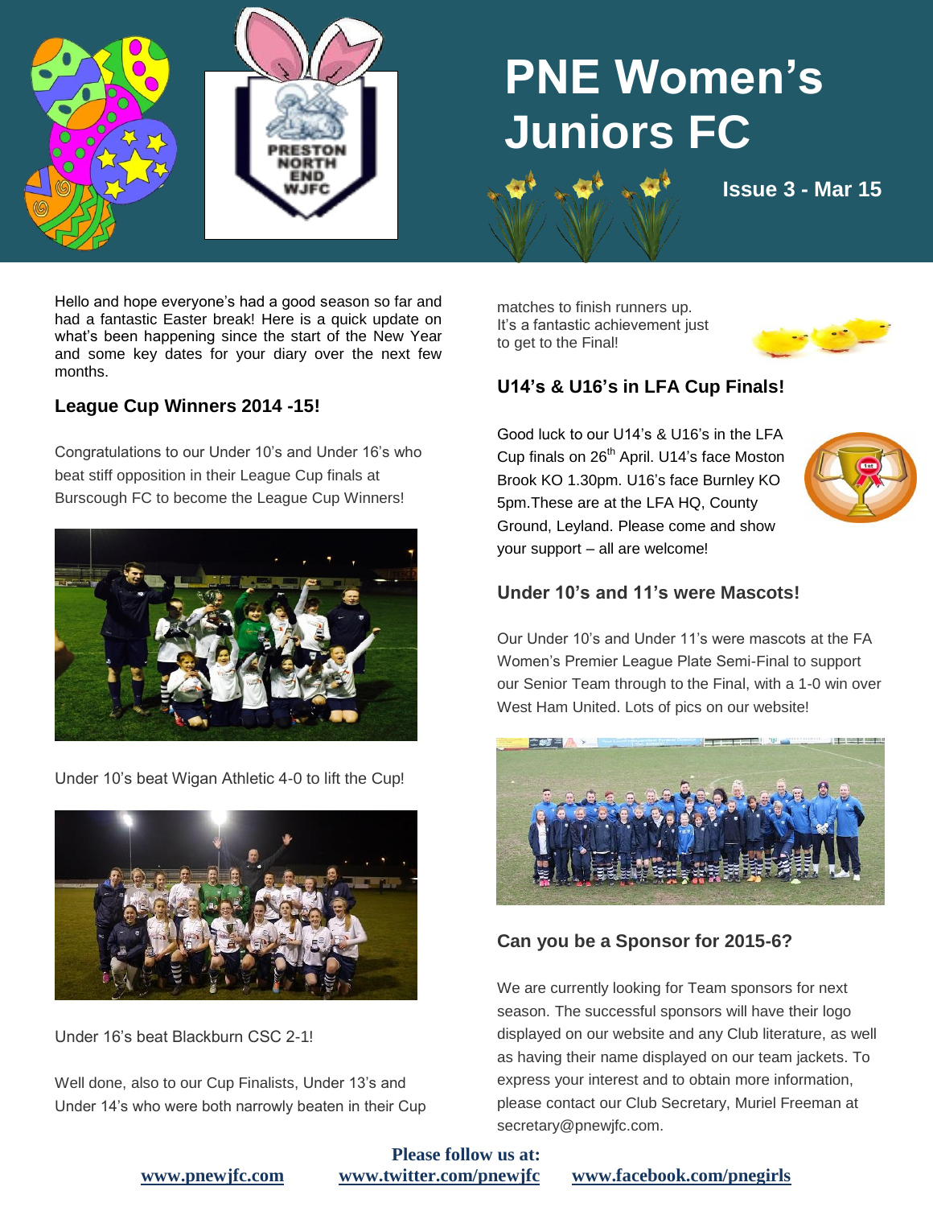# PNE Women's Juniors FC

**Issue 3 - Mar 15**

Hello and hope everyone's had a good season so far and had a fantastic Easter break! Here is a quick update on what's been happening since the start of the New Year and some key dates for your diary over the next few months.

## League Cup Winners 2014 -15!

Congratulations to our Under 10's and Under 16's who beat stiff opposition in their League Cup finals at Burscough FC to become the League Cup Winners!

Under 10's beat Wigan Athletic 4-0 to lift the Cup!

Under 16's beat Blackburn CSC 2-1!

Well done, also to our Cup Finalists, Under 13's and Under 14's who were both narrowly beaten in their Cup matches to finish runners up. It's a fantastic achievement just to get to the Final!

## U14's & U16's in LFA Cup Finals!

Good luck to our U14's & U16's in the LFA Cup finals on 26th April. U14's face Moston Brook KO 1.30pm. U16's face Burnley KO 5pm.These are at the LFA HQ, County Ground, Leyland. Please come and show your support – all are welcome!

## Under 10's and 11's were Mascots!

Our Under 10's and Under 11's were mascots at the FA Women's Premier League Plate Semi-Final to support our Senior Team through to the Final, with a 1-0 win over West Ham United. Lots of pics on our website!

## Can you be a Sponsor for 2015-6?

We are currently looking for Team sponsors for next season. The successful sponsors will have their logo displayed on our website and any Club literature, as well as having their name displayed on our team jackets. To express your interest and to obtain more information, please contact our Club Secretary, Muriel Freeman at secretary@pnewjfc.com.

**Please follow us at:**

**www.pnewjfc.com** **www.twitter.com/pnewjfc** **www.facebook.com/pnegirls**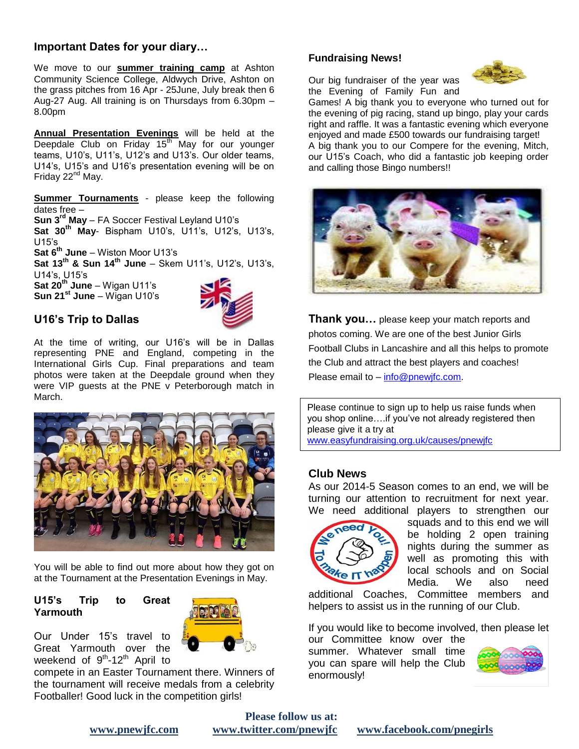## Important Dates for your diary…

We move to our **summer training camp** at Ashton Community Science College, Aldwych Drive, Ashton on the grass pitches from 16 Apr - 25June, July break then 6 Aug-27 Aug. All training is on Thursdays from 6.30pm – 8.00pm

**Annual Presentation Evenings** will be held at the Deepdale Club on Friday 15th May for our younger teams, U10's, U11's, U12's and U13's. Our older teams, U14's, U15's and U16's presentation evening will be on Friday 22nd May.

**Summer Tournaments** - please keep the following dates free –

**Sun 3rd May** – FA Soccer Festival Leyland U10's
**Sat 30th May**- Bispham U10's, U11's, U12's, U13's, U15's
**Sat 6th June** – Wiston Moor U13's
**Sat 13th & Sun 14th June** – Skem U11's, U12's, U13's, U14's, U15's
**Sat 20th June** – Wigan U11's
**Sun 21st June** – Wigan U10's

## U16's Trip to Dallas

At the time of writing, our U16's will be in Dallas representing PNE and England, competing in the International Girls Cup. Final preparations and team photos were taken at the Deepdale ground when they were VIP guests at the PNE v Peterborough match in March.

You will be able to find out more about how they got on at the Tournament at the Presentation Evenings in May.

## U15's Trip to Great Yarmouth

Our Under 15's travel to Great Yarmouth over the weekend of 9th-12th April to compete in an Easter Tournament there. Winners of the tournament will receive medals from a celebrity Footballer! Good luck in the competition girls!

## Fundraising News!

Our big fundraiser of the year was the Evening of Family Fun and Games! A big thank you to everyone who turned out for the evening of pig racing, stand up bingo, play your cards right and raffle. It was a fantastic evening which everyone enjoyed and made £500 towards our fundraising target!
A big thank you to our Compere for the evening, Mitch, our U15's Coach, who did a fantastic job keeping order and calling those Bingo numbers!!

**Thank you…** please keep your match reports and photos coming. We are one of the best Junior Girls Football Clubs in Lancashire and all this helps to promote the Club and attract the best players and coaches!
Please email to – info@pnewjfc.com.

Please continue to sign up to help us raise funds when you shop online….if you've not already registered then please give it a try at
www.easyfundraising.org.uk/causes/pnewjfc

## Club News

As our 2014-5 Season comes to an end, we will be turning our attention to recruitment for next year. We need additional players to strengthen our squads and to this end we will be holding 2 open training nights during the summer as well as promoting this with local schools and on Social Media. We also need additional Coaches, Committee members and helpers to assist us in the running of our Club.

If you would like to become involved, then please let our Committee know over the summer. Whatever small time you can spare will help the Club enormously!

**Please follow us at:**

**www.pnewjfc.com** **www.twitter.com/pnewjfc** **www.facebook.com/pnegirls**